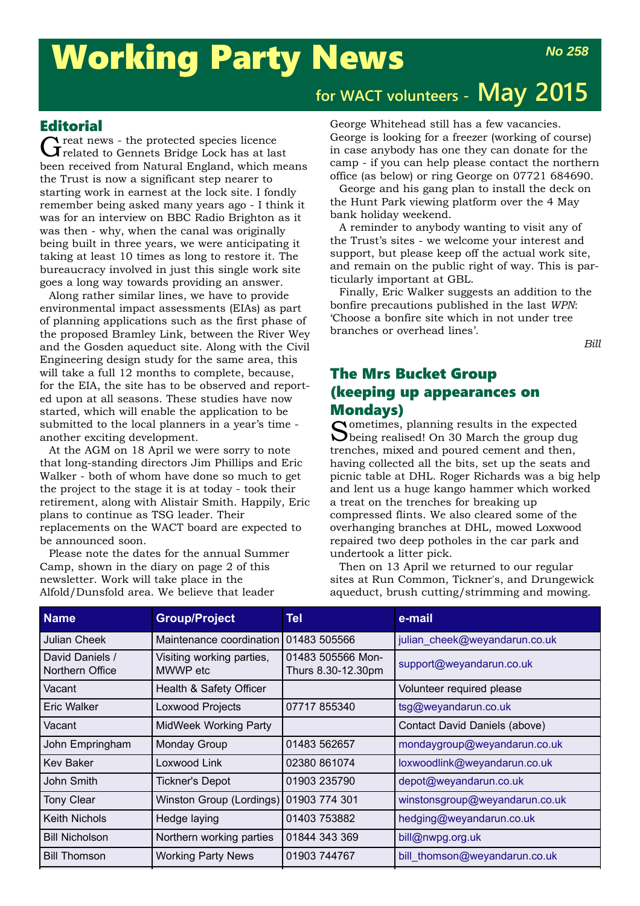# Working Party News

*No 258*

**for WACT volunteers - May 2015**

## Editorial

Great news - the protected species licence related to Gennets Bridge Lock has at last been received from Natural England, which means the Trust is now a significant step nearer to starting work in earnest at the lock site. I fondly remember being asked many years ago - I think it was for an interview on BBC Radio Brighton as it was then - why, when the canal was originally being built in three years, we were anticipating it taking at least 10 times as long to restore it. The bureaucracy involved in just this single work site goes a long way towards providing an answer.

Along rather similar lines, we have to provide environmental impact assessments (EIAs) as part of planning applications such as the first phase of the proposed Bramley Link, between the River Wey and the Gosden aqueduct site. Along with the Civil Engineering design study for the same area, this will take a full 12 months to complete, because, for the EIA, the site has to be observed and reported upon at all seasons. These studies have now started, which will enable the application to be submitted to the local planners in a year's time - another exciting development.

At the AGM on 18 April we were sorry to note that long-standing directors Jim Phillips and Eric Walker - both of whom have done so much to get the project to the stage it is at today - took their retirement, along with Alistair Smith. Happily, Eric plans to continue as TSG leader. Their replacements on the WACT board are expected to be announced soon.

Please note the dates for the annual Summer Camp, shown in the diary on page 2 of this newsletter. Work will take place in the Alfold/Dunsfold area. We believe that leader George Whitehead still has a few vacancies. George is looking for a freezer (working of course) in case anybody has one they can donate for the camp - if you can help please contact the northern office (as below) or ring George on 07721 684690.

George and his gang plan to install the deck on the Hunt Park viewing platform over the 4 May bank holiday weekend.

A reminder to anybody wanting to visit any of the Trust's sites - we welcome your interest and support, but please keep off the actual work site, and remain on the public right of way. This is particularly important at GBL.

Finally, Eric Walker suggests an addition to the bonfire precautions published in the last *WPN*: 'Choose a bonfire site which in not under tree branches or overhead lines'.

*Bill*

## The Mrs Bucket Group (keeping up appearances on Mondays)

Sometimes, planning results in the expected being realised! On 30 March the group dug trenches, mixed and poured cement and then, having collected all the bits, set up the seats and picnic table at DHL. Roger Richards was a big help and lent us a huge kango hammer which worked a treat on the trenches for breaking up compressed flints. We also cleared some of the overhanging branches at DHL, mowed Loxwood repaired two deep potholes in the car park and undertook a litter pick.

Then on 13 April we returned to our regular sites at Run Common, Tickner's, and Drungewick aqueduct, brush cutting/strimming and mowing.

| Name | Group/Project | Tel | e-mail |
|---|---|---|---|
| Julian Cheek | Maintenance coordination | 01483 505566 | julian_cheek@weyandarun.co.uk |
| David Daniels / Northern Office | Visiting working parties, MWWP etc | 01483 505566 Mon-Thurs 8.30-12.30pm | support@weyandarun.co.uk |
| Vacant | Health & Safety Officer | | Volunteer required please |
| Eric Walker | Loxwood Projects | 07717 855340 | tsg@weyandarun.co.uk |
| Vacant | MidWeek Working Party | | Contact David Daniels (above) |
| John Empringham | Monday Group | 01483 562657 | mondaygroup@weyandarun.co.uk |
| Kev Baker | Loxwood Link | 02380 861074 | loxwoodlink@weyandarun.co.uk |
| John Smith | Tickner's Depot | 01903 235790 | depot@weyandarun.co.uk |
| Tony Clear | Winston Group (Lordings) | 01903 774 301 | winstonsgroup@weyandarun.co.uk |
| Keith Nichols | Hedge laying | 01403 753882 | hedging@weyandarun.co.uk |
| Bill Nicholson | Northern working parties | 01844 343 369 | bill@nwpg.org.uk |
| Bill Thomson | Working Party News | 01903 744767 | bill_thomson@weyandarun.co.uk |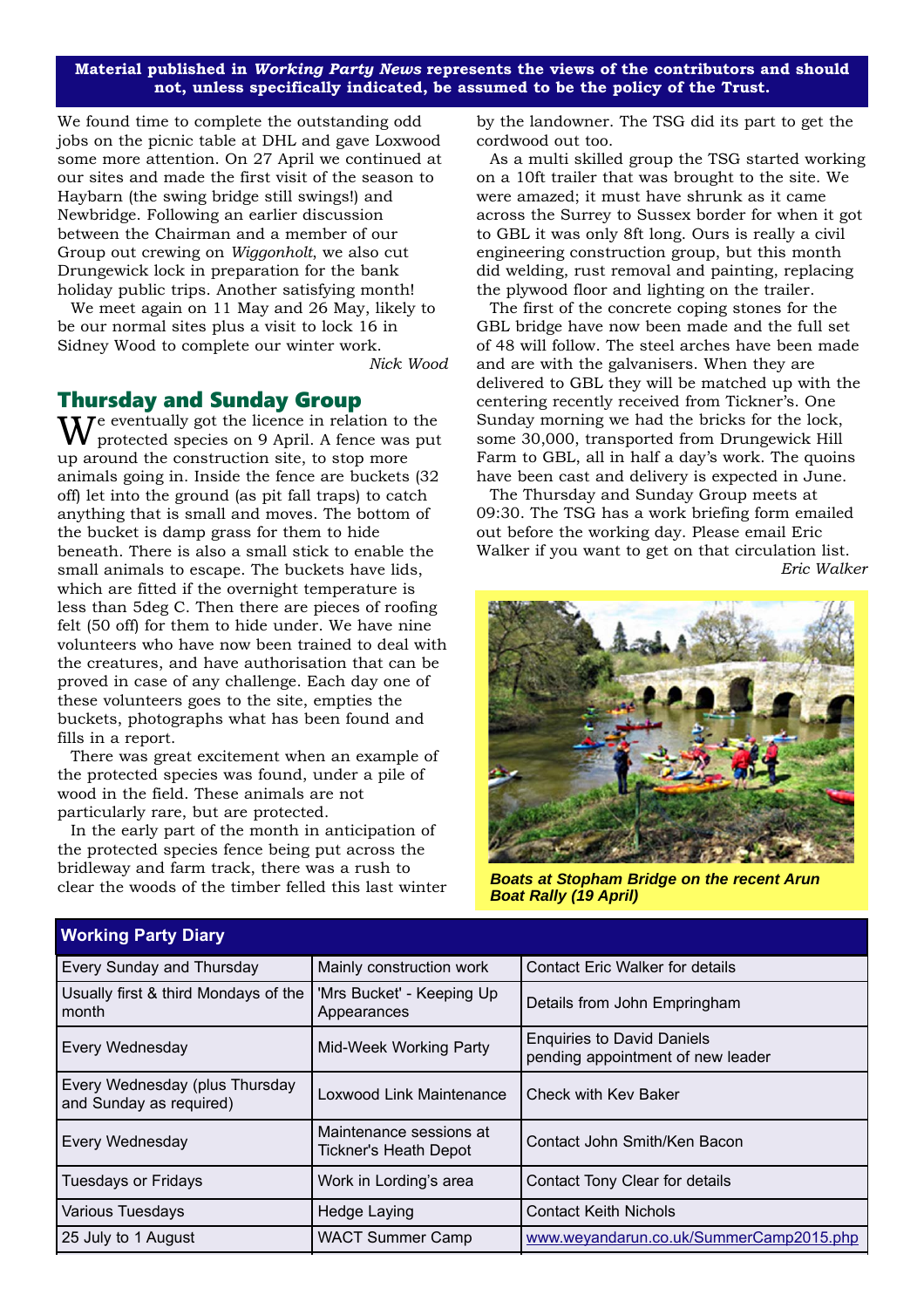**Material published in *Working Party News* represents the views of the contributors and should not, unless specifically indicated, be assumed to be the policy of the Trust.**

We found time to complete the outstanding odd jobs on the picnic table at DHL and gave Loxwood some more attention. On 27 April we continued at our sites and made the first visit of the season to Haybarn (the swing bridge still swings!) and Newbridge. Following an earlier discussion between the Chairman and a member of our Group out crewing on *Wiggonholt*, we also cut Drungewick lock in preparation for the bank holiday public trips. Another satisfying month!

We meet again on 11 May and 26 May, likely to be our normal sites plus a visit to lock 16 in Sidney Wood to complete our winter work.

*Nick Wood*

## Thursday and Sunday Group

We eventually got the licence in relation to the protected species on 9 April. A fence was put up around the construction site, to stop more animals going in. Inside the fence are buckets (32 off) let into the ground (as pit fall traps) to catch anything that is small and moves. The bottom of the bucket is damp grass for them to hide beneath. There is also a small stick to enable the small animals to escape. The buckets have lids, which are fitted if the overnight temperature is less than 5deg C. Then there are pieces of roofing felt (50 off) for them to hide under. We have nine volunteers who have now been trained to deal with the creatures, and have authorisation that can be proved in case of any challenge. Each day one of these volunteers goes to the site, empties the buckets, photographs what has been found and fills in a report.

There was great excitement when an example of the protected species was found, under a pile of wood in the field. These animals are not particularly rare, but are protected.

In the early part of the month in anticipation of the protected species fence being put across the bridleway and farm track, there was a rush to clear the woods of the timber felled this last winter by the landowner. The TSG did its part to get the cordwood out too.

As a multi skilled group the TSG started working on a 10ft trailer that was brought to the site. We were amazed; it must have shrunk as it came across the Surrey to Sussex border for when it got to GBL it was only 8ft long. Ours is really a civil engineering construction group, but this month did welding, rust removal and painting, replacing the plywood floor and lighting on the trailer.

The first of the concrete coping stones for the GBL bridge have now been made and the full set of 48 will follow. The steel arches have been made and are with the galvanisers. When they are delivered to GBL they will be matched up with the centering recently received from Tickner's. One Sunday morning we had the bricks for the lock, some 30,000, transported from Drungewick Hill Farm to GBL, all in half a day's work. The quoins have been cast and delivery is expected in June.

The Thursday and Sunday Group meets at 09:30. The TSG has a work briefing form emailed out before the working day. Please email Eric Walker if you want to get on that circulation list.

*Eric Walker*

***Boats at Stopham Bridge on the recent Arun Boat Rally (19 April)***

| Working Party Diary | | |
|---|---|---|
| Every Sunday and Thursday | Mainly construction work | Contact Eric Walker for details |
| Usually first & third Mondays of the month | 'Mrs Bucket' - Keeping Up Appearances | Details from John Empringham |
| Every Wednesday | Mid-Week Working Party | Enquiries to David Daniels pending appointment of new leader |
| Every Wednesday (plus Thursday and Sunday as required) | Loxwood Link Maintenance | Check with Kev Baker |
| Every Wednesday | Maintenance sessions at Tickner's Heath Depot | Contact John Smith/Ken Bacon |
| Tuesdays or Fridays | Work in Lording's area | Contact Tony Clear for details |
| Various Tuesdays | Hedge Laying | Contact Keith Nichols |
| 25 July to 1 August | WACT Summer Camp | www.weyandarun.co.uk/SummerCamp2015.php |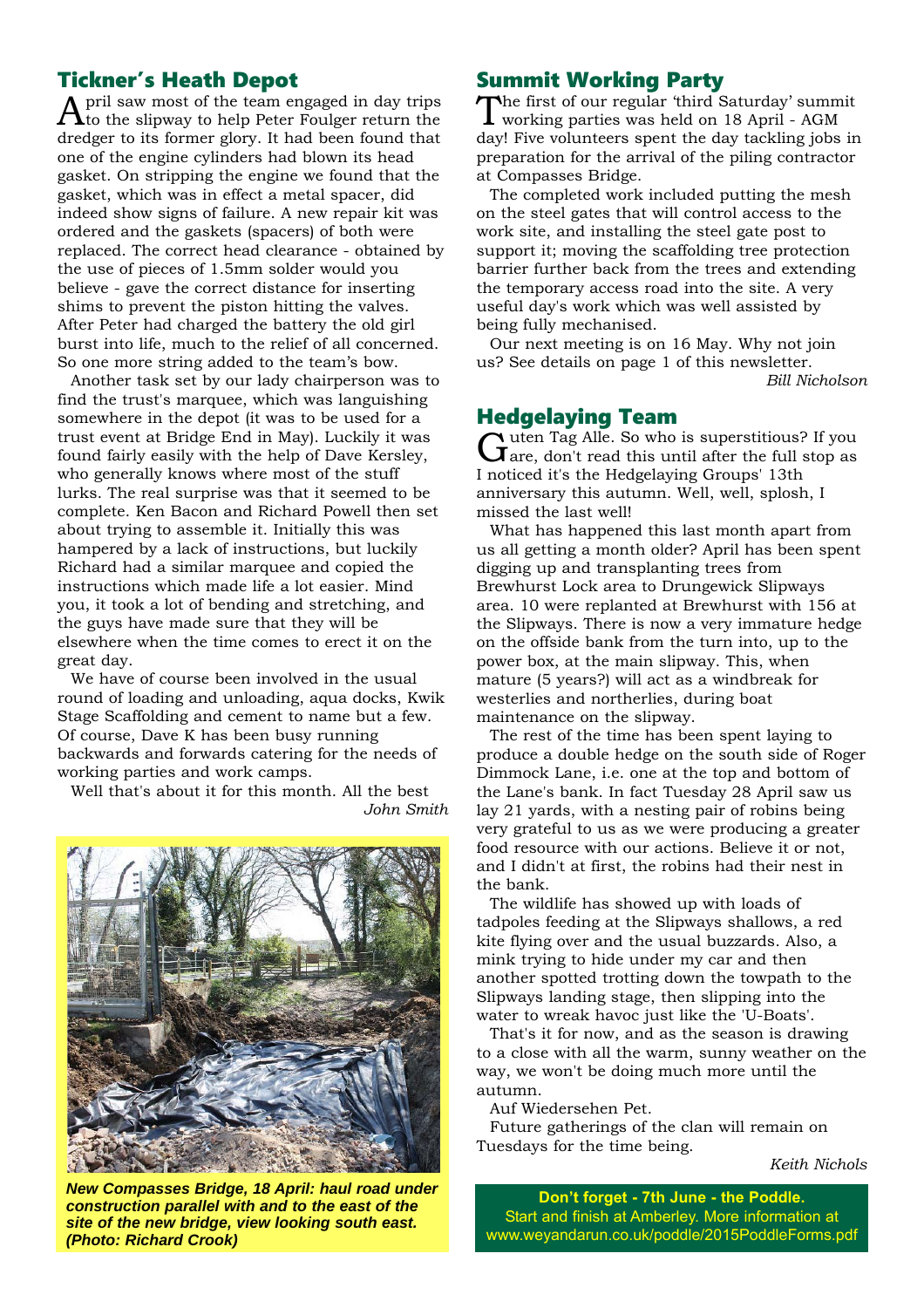## Tickner's Heath Depot

April saw most of the team engaged in day trips to the slipway to help Peter Foulger return the dredger to its former glory. It had been found that one of the engine cylinders had blown its head gasket. On stripping the engine we found that the gasket, which was in effect a metal spacer, did indeed show signs of failure. A new repair kit was ordered and the gaskets (spacers) of both were replaced. The correct head clearance - obtained by the use of pieces of 1.5mm solder would you believe - gave the correct distance for inserting shims to prevent the piston hitting the valves. After Peter had charged the battery the old girl burst into life, much to the relief of all concerned. So one more string added to the team's bow.

Another task set by our lady chairperson was to find the trust's marquee, which was languishing somewhere in the depot (it was to be used for a trust event at Bridge End in May). Luckily it was found fairly easily with the help of Dave Kersley, who generally knows where most of the stuff lurks. The real surprise was that it seemed to be complete. Ken Bacon and Richard Powell then set about trying to assemble it. Initially this was hampered by a lack of instructions, but luckily Richard had a similar marquee and copied the instructions which made life a lot easier. Mind you, it took a lot of bending and stretching, and the guys have made sure that they will be elsewhere when the time comes to erect it on the great day.

We have of course been involved in the usual round of loading and unloading, aqua docks, Kwik Stage Scaffolding and cement to name but a few. Of course, Dave K has been busy running backwards and forwards catering for the needs of working parties and work camps.

Well that's about it for this month. All the best

*John Smith*

***New Compasses Bridge, 18 April: haul road under construction parallel with and to the east of the site of the new bridge, view looking south east. (Photo: Richard Crook)***

## Summit Working Party

The first of our regular 'third Saturday' summit working parties was held on 18 April - AGM day! Five volunteers spent the day tackling jobs in preparation for the arrival of the piling contractor at Compasses Bridge.

The completed work included putting the mesh on the steel gates that will control access to the work site, and installing the steel gate post to support it; moving the scaffolding tree protection barrier further back from the trees and extending the temporary access road into the site. A very useful day's work which was well assisted by being fully mechanised.

Our next meeting is on 16 May. Why not join us? See details on page 1 of this newsletter.

*Bill Nicholson*

## Hedgelaying Team

Guten Tag Alle. So who is superstitious? If you are, don't read this until after the full stop as I noticed it's the Hedgelaying Groups' 13th anniversary this autumn. Well, well, splosh, I missed the last well!

What has happened this last month apart from us all getting a month older? April has been spent digging up and transplanting trees from Brewhurst Lock area to Drungewick Slipways area. 10 were replanted at Brewhurst with 156 at the Slipways. There is now a very immature hedge on the offside bank from the turn into, up to the power box, at the main slipway. This, when mature (5 years?) will act as a windbreak for westerlies and northerlies, during boat maintenance on the slipway.

The rest of the time has been spent laying to produce a double hedge on the south side of Roger Dimmock Lane, i.e. one at the top and bottom of the Lane's bank. In fact Tuesday 28 April saw us lay 21 yards, with a nesting pair of robins being very grateful to us as we were producing a greater food resource with our actions. Believe it or not, and I didn't at first, the robins had their nest in the bank.

The wildlife has showed up with loads of tadpoles feeding at the Slipways shallows, a red kite flying over and the usual buzzards. Also, a mink trying to hide under my car and then another spotted trotting down the towpath to the Slipways landing stage, then slipping into the water to wreak havoc just like the 'U-Boats'.

That's it for now, and as the season is drawing to a close with all the warm, sunny weather on the way, we won't be doing much more until the autumn.

Auf Wiedersehen Pet.

Future gatherings of the clan will remain on Tuesdays for the time being.

*Keith Nichols*

**Don't forget - 7th June - the Poddle.**
Start and finish at Amberley. More information at www.weyandarun.co.uk/poddle/2015PoddleForms.pdf